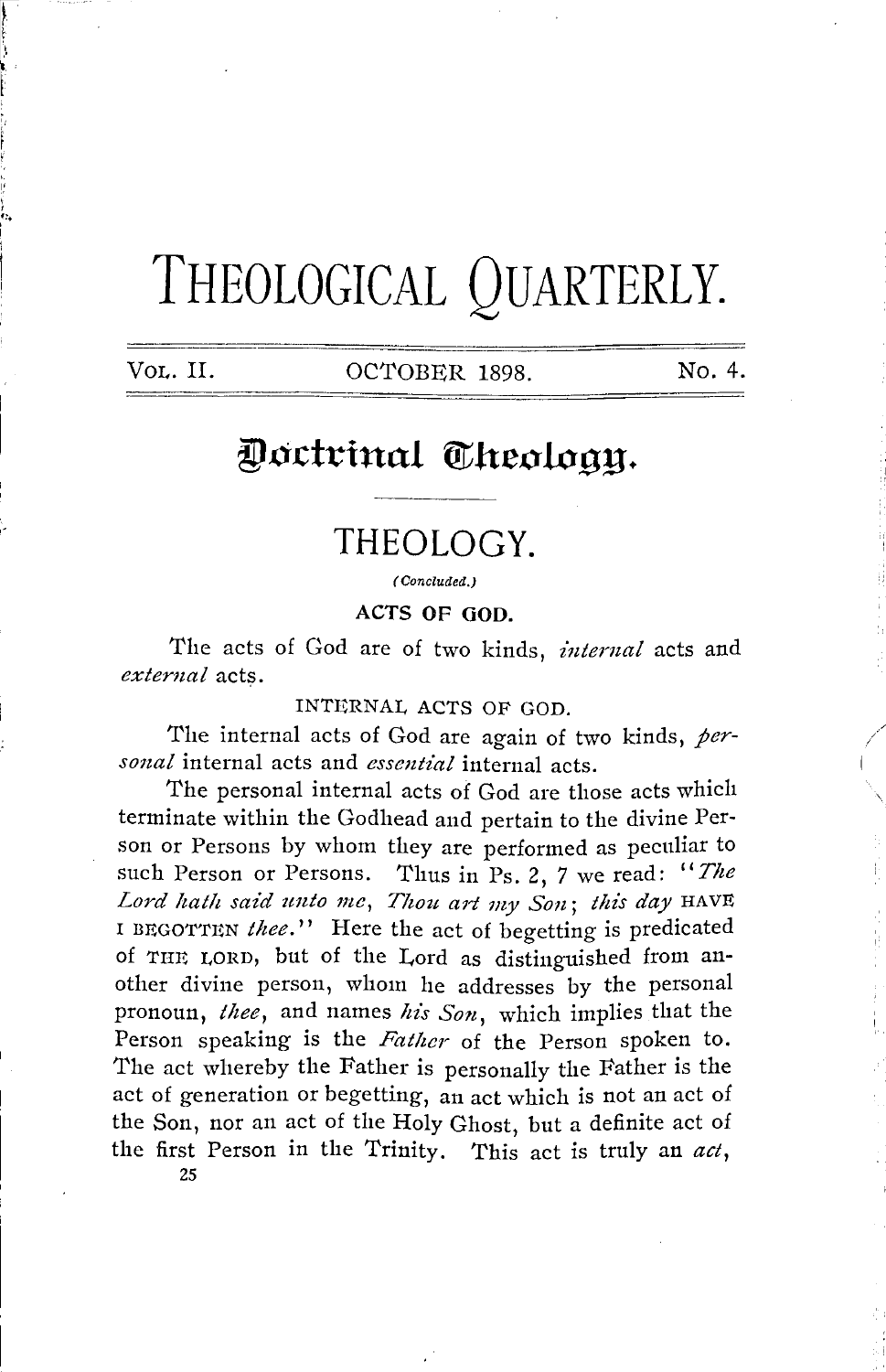# THEOLOGICAL QUARTERLY.

VOL. II. OCTOBER 1898. No. 4.

## Doctrinal Theology.

## THEOLOGY.

*(Concluded.)*

### ACTS OF GOD.

The acts of God are of two kinds, *internal* acts and *external* acts.

#### INTERNAL ACTS OF GOD.

The internal acts of God are again of two kinds, *personal* internal acts and *essential* internal acts.

The personal internal acts of God are those acts which terminate within the Godhead and pertain to the divine Person or Persons by whom they are performed as peculiar to such Person or Persons. Thus in Ps. 2, 7 we read: "*The Lord hath said unto me, Thou art my Son; this day* HAVE I BEGOTTEN *thee.*" Here the act of begetting is predicated of THE LORD, but of the Lord as distinguished from another divine person, whom he addresses by the personal pronoun, *thee*, and names *his Son*, which implies that the Person speaking is the *Father* of the Person spoken to. The act whereby the Father is personally the Father is the act of generation or begetting, an act which is not an act of the Son, nor an act of the Holy Ghost, but a definite act of the first Person in the Trinity. This act is truly an *act*,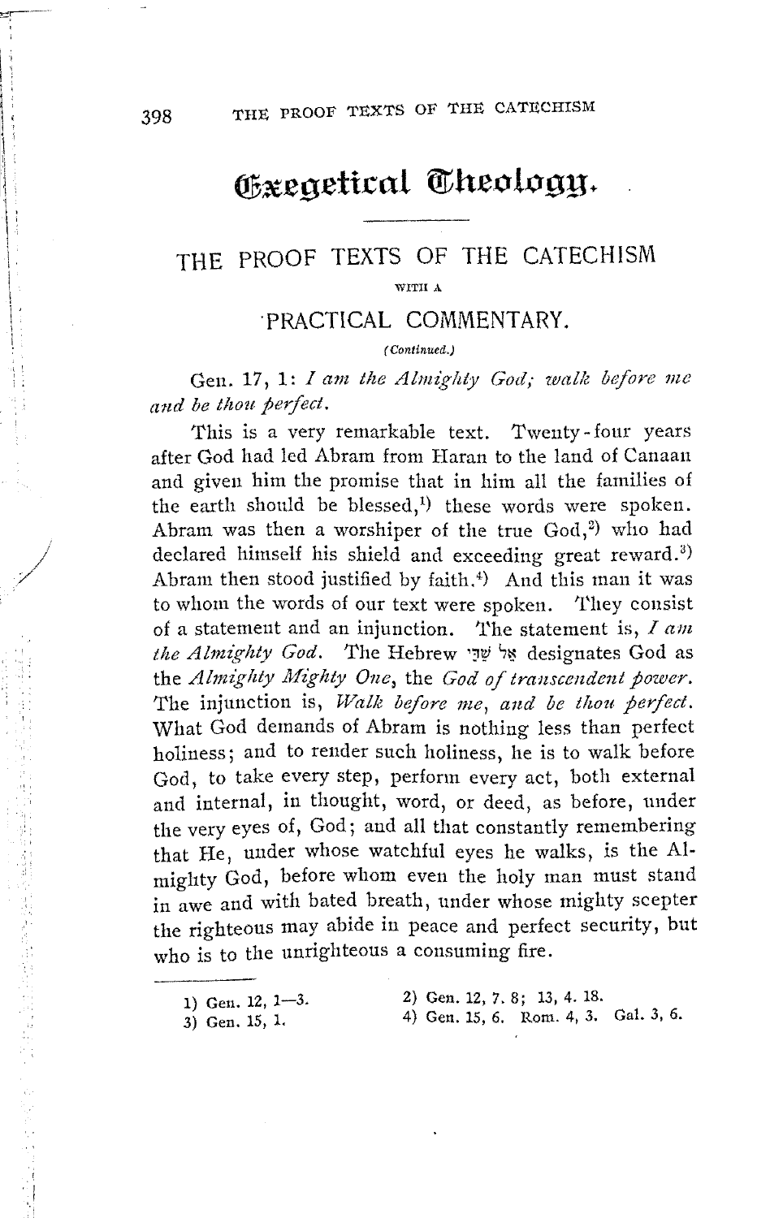# Exegetical Theology.

## THE PROOF TEXTS OF THE CATECHISM

WITH A

## PRACTICAL COMMENTARY.

*(Continued.)*

Gen. 17, 1: *I am the Almighty God; walk before me and be thou perfect.*

This is a very remarkable text. Twenty-four years after God had led Abram from Haran to the land of Canaan and given him the promise that in him all the families of the earth should be blessed,[1] these words were spoken. Abram was then a worshiper of the true God,[2] who had declared himself his shield and exceeding great reward.[3] Abram then stood justified by faith.[4] And this man it was to whom the words of our text were spoken. They consist of a statement and an injunction. The statement is, *I am the Almighty God.* The Hebrew אֵל שַׁדַּי designates God as the *Almighty Mighty One*, the *God of transcendent power.* The injunction is, *Walk before me, and be thou perfect.* What God demands of Abram is nothing less than perfect holiness; and to render such holiness, he is to walk before God, to take every step, perform every act, both external and internal, in thought, word, or deed, as before, under the very eyes of, God; and all that constantly remembering that He, under whose watchful eyes he walks, is the Almighty God, before whom even the holy man must stand in awe and with bated breath, under whose mighty scepter the righteous may abide in peace and perfect security, but who is to the unrighteous a consuming fire.

---

1) Gen. 12, 1—3.

2) Gen. 12, 7. 8; 13, 4. 18.

3) Gen. 15, 1.

4) Gen. 15, 6. Rom. 4, 3. Gal. 3, 6.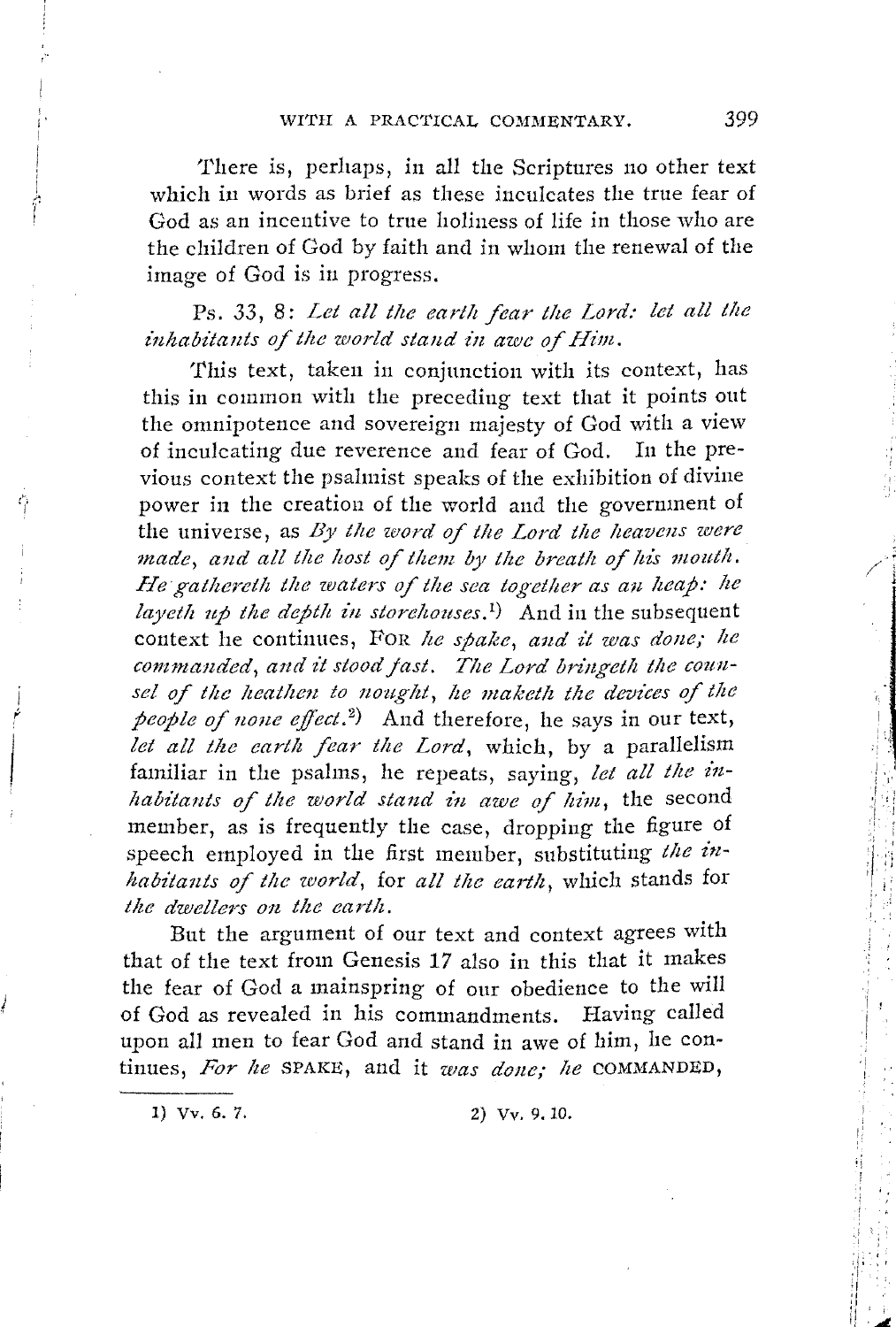There is, perhaps, in all the Scriptures no other text which in words as brief as these inculcates the true fear of God as an incentive to true holiness of life in those who are the children of God by faith and in whom the renewal of the image of God is in progress.

Ps. 33, 8: *Let all the earth fear the Lord: let all the inhabitants of the world stand in awe of Him.*

This text, taken in conjunction with its context, has this in common with the preceding text that it points out the omnipotence and sovereign majesty of God with a view of inculcating due reverence and fear of God. In the previous context the psalmist speaks of the exhibition of divine power in the creation of the world and the government of the universe, as *By the word of the Lord the heavens were made, and all the host of them by the breath of his mouth. He gathereth the waters of the sea together as an heap: he layeth up the depth in storehouses.*[1] And in the subsequent context he continues, FOR *he spake, and it was done; he commanded, and it stood fast. The Lord bringeth the counsel of the heathen to nought, he maketh the devices of the people of none effect.*[2] And therefore, he says in our text, *let all the earth fear the Lord*, which, by a parallelism familiar in the psalms, he repeats, saying, *let all the inhabitants of the world stand in awe of him*, the second member, as is frequently the case, dropping the figure of speech employed in the first member, substituting *the inhabitants of the world*, for *all the earth*, which stands for *the dwellers on the earth*.

But the argument of our text and context agrees with that of the text from Genesis 17 also in this that it makes the fear of God a mainspring of our obedience to the will of God as revealed in his commandments. Having called upon all men to fear God and stand in awe of him, he continues, *For he* SPAKE, and it *was done; he* COMMANDED,

---

1) Vv. 6. 7.

2) Vv. 9. 10.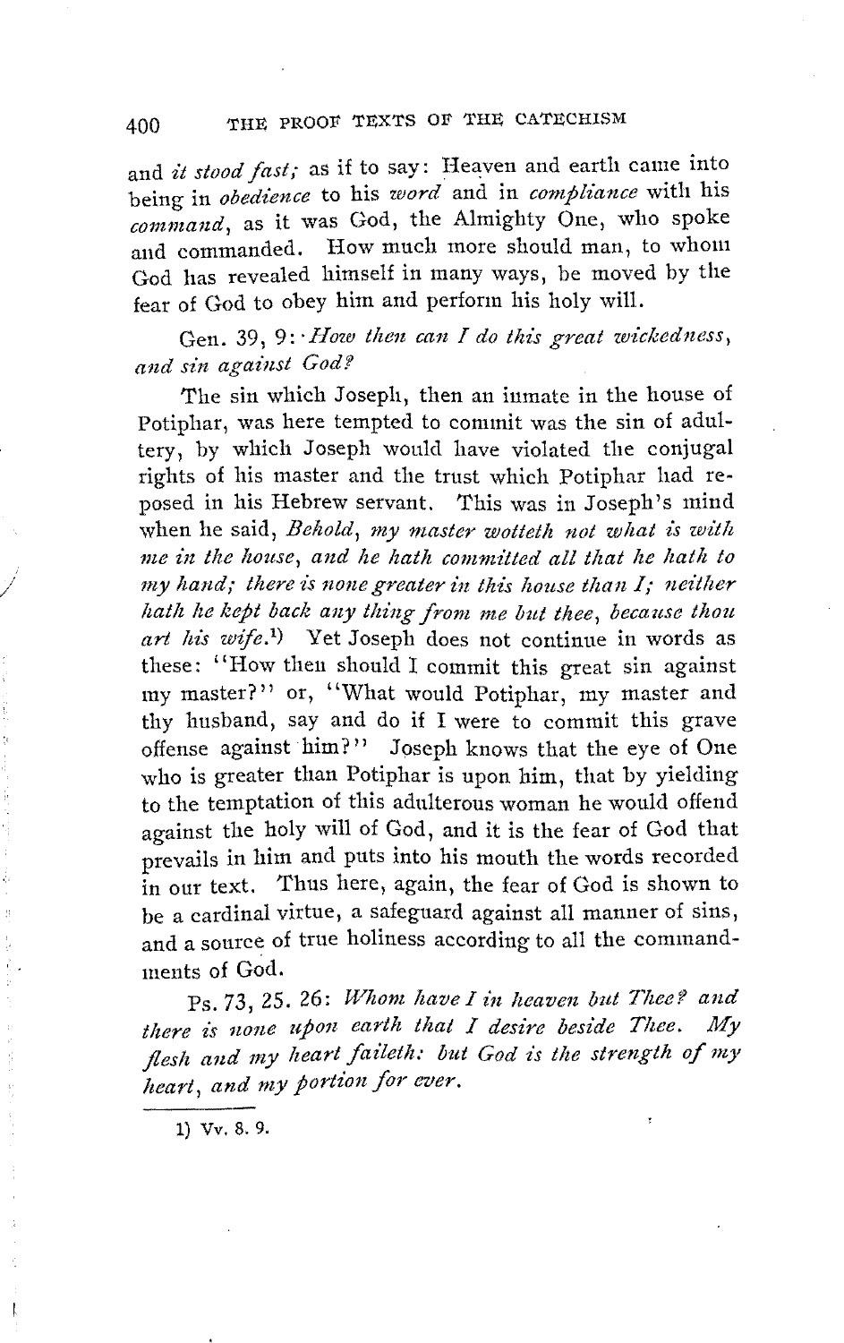and *it stood fast;* as if to say: Heaven and earth came into being in *obedience* to his *word* and in *compliance* with his *command*, as it was God, the Almighty One, who spoke and commanded. How much more should man, to whom God has revealed himself in many ways, be moved by the fear of God to obey him and perform his holy will.

Gen. 39, 9: *How then can I do this great wickedness, and sin against God?*

The sin which Joseph, then an inmate in the house of Potiphar, was here tempted to commit was the sin of adultery, by which Joseph would have violated the conjugal rights of his master and the trust which Potiphar had reposed in his Hebrew servant. This was in Joseph's mind when he said, *Behold, my master wotteth not what is with me in the house, and he hath committed all that he hath to my hand; there is none greater in this house than I; neither hath he kept back any thing from me but thee, because thou art his wife.*[1] Yet Joseph does not continue in words as these: "How then should I commit this great sin against my master?" or, "What would Potiphar, my master and thy husband, say and do if I were to commit this grave offense against him?" Joseph knows that the eye of One who is greater than Potiphar is upon him, that by yielding to the temptation of this adulterous woman he would offend against the holy will of God, and it is the fear of God that prevails in him and puts into his mouth the words recorded in our text. Thus here, again, the fear of God is shown to be a cardinal virtue, a safeguard against all manner of sins, and a source of true holiness according to all the commandments of God.

Ps. 73, 25. 26: *Whom have I in heaven but Thee? and there is none upon earth that I desire beside Thee. My flesh and my heart faileth: but God is the strength of my heart, and my portion for ever.*

---

1) Vv. 8. 9.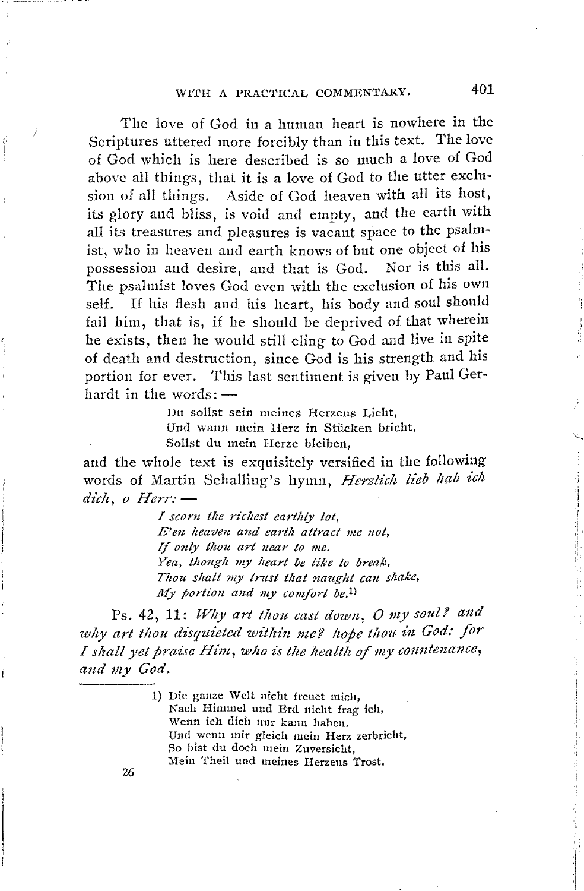The love of God in a human heart is nowhere in the Scriptures uttered more forcibly than in this text. The love of God which is here described is so much a love of God above all things, that it is a love of God to the utter exclusion of all things. Aside of God heaven with all its host, its glory and bliss, is void and empty, and the earth with all its treasures and pleasures is vacant space to the psalmist, who in heaven and earth knows of but one object of his possession and desire, and that is God. Nor is this all. The psalmist loves God even with the exclusion of his own self. If his flesh and his heart, his body and soul should fail him, that is, if he should be deprived of that wherein he exists, then he would still cling to God and live in spite of death and destruction, since God is his strength and his portion for ever. This last sentiment is given by Paul Gerhardt in the words: —

> Du sollst sein meines Herzens Licht,
> Und wann mein Herz in Stücken bricht,
> Sollst du mein Herze bleiben,

and the whole text is exquisitely versified in the following words of Martin Schalling's hymn, *Herzlich lieb hab ich dich, o Herr:* —

> *I scorn the richest earthly lot,*
> *E'en heaven and earth attract me not,*
> *If only thou art near to me.*
> *Yea, though my heart be like to break,*
> *Thou shalt my trust that naught can shake,*
> *My portion and my comfort be.*[1]

Ps. 42, 11: *Why art thou cast down, O my soul? and why art thou disquieted within me? hope thou in God: for I shall yet praise Him, who is the health of my countenance, and my God.*

---

1) Die ganze Welt nicht freuet mich,
Nach Himmel und Erd nicht frag ich,
Wenn ich dich nur kann haben.
Und wenn mir gleich mein Herz zerbricht,
So bist du doch mein Zuversicht,
Mein Theil und meines Herzens Trost.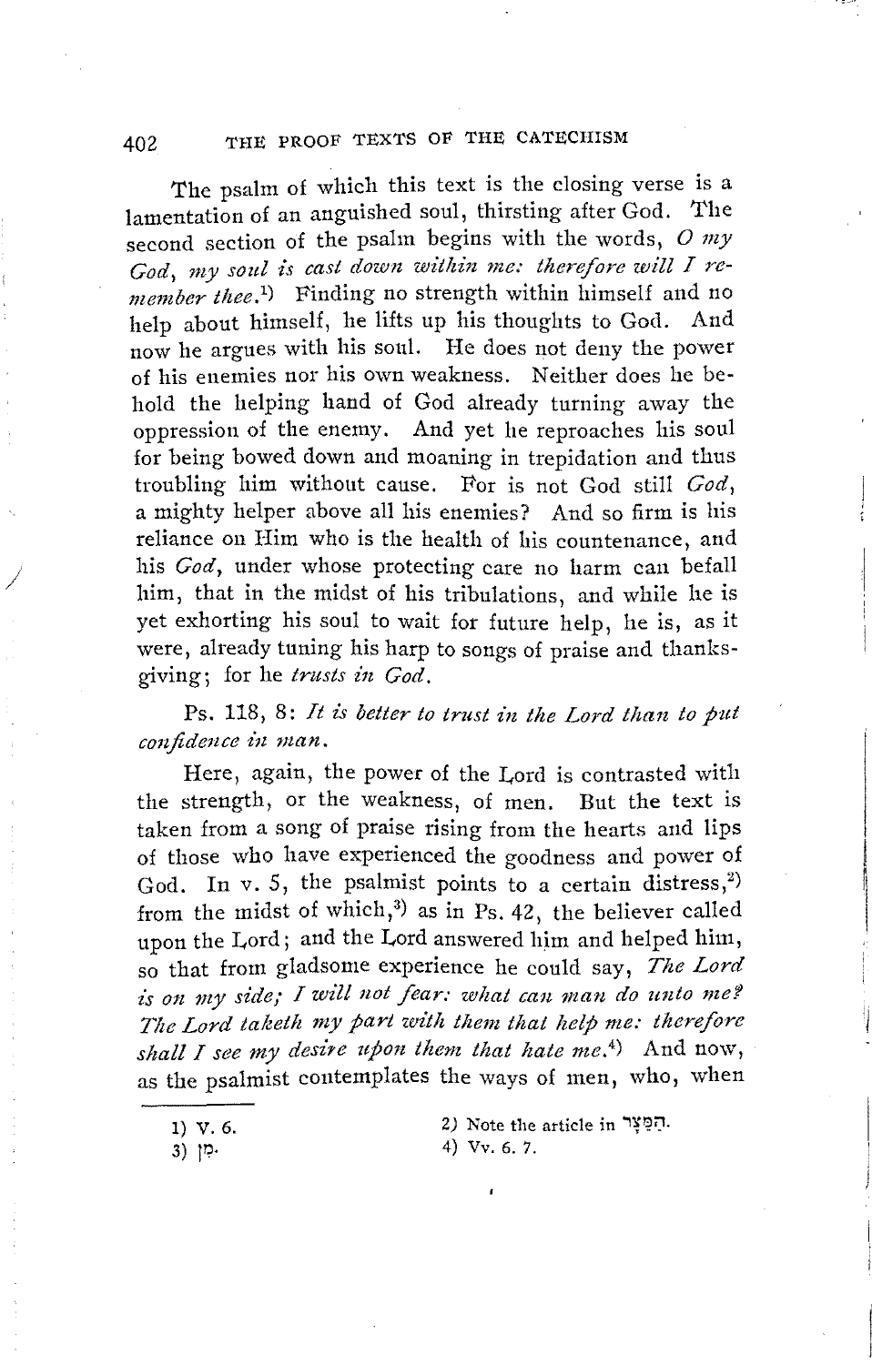The psalm of which this text is the closing verse is a lamentation of an anguished soul, thirsting after God. The second section of the psalm begins with the words, *O my God, my soul is cast down within me: therefore will I remember thee.*[1] Finding no strength within himself and no help about himself, he lifts up his thoughts to God. And now he argues with his soul. He does not deny the power of his enemies nor his own weakness. Neither does he behold the helping hand of God already turning away the oppression of the enemy. And yet he reproaches his soul for being bowed down and moaning in trepidation and thus troubling him without cause. For is not God still *God*, a mighty helper above all his enemies? And so firm is his reliance on Him who is the health of his countenance, and his *God*, under whose protecting care no harm can befall him, that in the midst of his tribulations, and while he is yet exhorting his soul to wait for future help, he is, as it were, already tuning his harp to songs of praise and thanksgiving; for he *trusts in God.*

Ps. 118, 8: *It is better to trust in the Lord than to put confidence in man.*

Here, again, the power of the Lord is contrasted with the strength, or the weakness, of men. But the text is taken from a song of praise rising from the hearts and lips of those who have experienced the goodness and power of God. In v. 5, the psalmist points to a certain distress,[2] from the midst of which,[3] as in Ps. 42, the believer called upon the Lord; and the Lord answered him and helped him, so that from gladsome experience he could say, *The Lord is on my side; I will not fear: what can man do unto me? The Lord taketh my part with them that help me: therefore shall I see my desire upon them that hate me.*[4] And now, as the psalmist contemplates the ways of men, who, when

---

1) V. 6.

2) Note the article in הַמֵּצַר.

3) מִן.

4) Vv. 6. 7.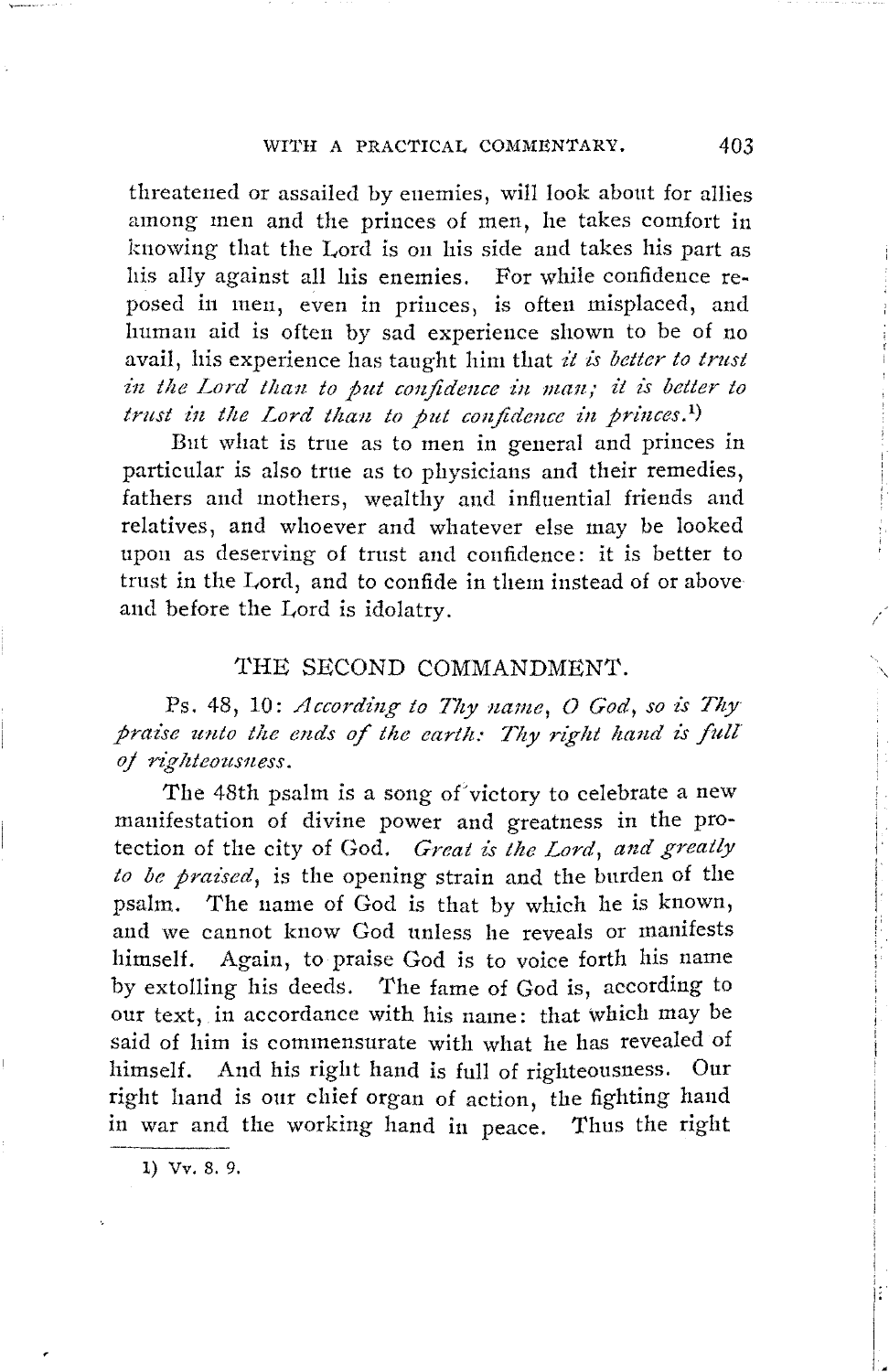threatened or assailed by enemies, will look about for allies among men and the princes of men, he takes comfort in knowing that the Lord is on his side and takes his part as his ally against all his enemies. For while confidence reposed in men, even in princes, is often misplaced, and human aid is often by sad experience shown to be of no avail, his experience has taught him that *it is better to trust in the Lord than to put confidence in man; it is better to trust in the Lord than to put confidence in princes.*[1]

But what is true as to men in general and princes in particular is also true as to physicians and their remedies, fathers and mothers, wealthy and influential friends and relatives, and whoever and whatever else may be looked upon as deserving of trust and confidence: it is better to trust in the Lord, and to confide in them instead of or above and before the Lord is idolatry.

## THE SECOND COMMANDMENT.

Ps. 48, 10: *According to Thy name, O God, so is Thy praise unto the ends of the earth: Thy right hand is full of righteousness.*

The 48th psalm is a song of victory to celebrate a new manifestation of divine power and greatness in the protection of the city of God. *Great is the Lord, and greatly to be praised*, is the opening strain and the burden of the psalm. The name of God is that by which he is known, and we cannot know God unless he reveals or manifests himself. Again, to praise God is to voice forth his name by extolling his deeds. The fame of God is, according to our text, in accordance with his name: that which may be said of him is commensurate with what he has revealed of himself. And his right hand is full of righteousness. Our right hand is our chief organ of action, the fighting hand in war and the working hand in peace. Thus the right

---

1) Vv. 8. 9.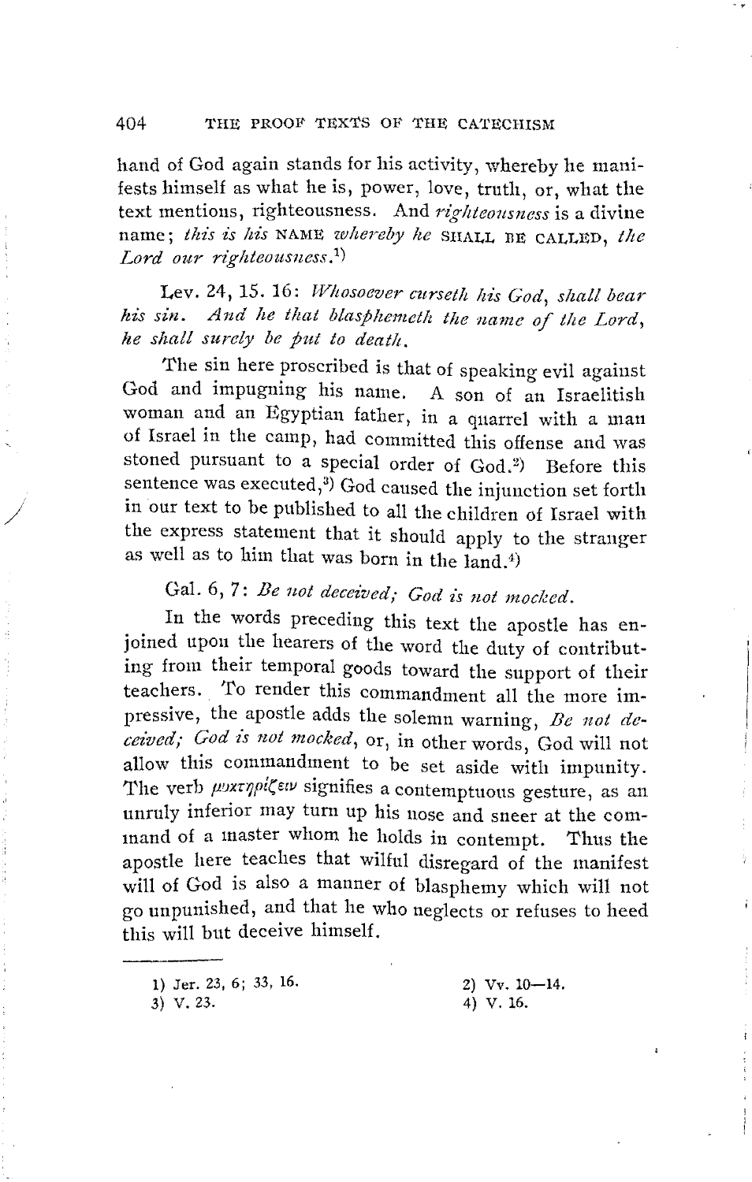hand of God again stands for his activity, whereby he manifests himself as what he is, power, love, truth, or, what the text mentions, righteousness. And *righteousness* is a divine name; *this is his* NAME *whereby he* SHALL BE CALLED, *the Lord our righteousness*.[1]

Lev. 24, 15. 16: *Whosoever curseth his God, shall bear his sin. And he that blasphemeth the name of the Lord, he shall surely be put to death.*

The sin here proscribed is that of speaking evil against God and impugning his name. A son of an Israelitish woman and an Egyptian father, in a quarrel with a man of Israel in the camp, had committed this offense and was stoned pursuant to a special order of God.[2] Before this sentence was executed,[3] God caused the injunction set forth in our text to be published to all the children of Israel with the express statement that it should apply to the stranger as well as to him that was born in the land.[4]

Gal. 6, 7: *Be not deceived; God is not mocked.*

In the words preceding this text the apostle has enjoined upon the hearers of the word the duty of contributing from their temporal goods toward the support of their teachers. To render this commandment all the more impressive, the apostle adds the solemn warning, *Be not deceived; God is not mocked*, or, in other words, God will not allow this commandment to be set aside with impunity. The verb μυκτηρίζειν signifies a contemptuous gesture, as an unruly inferior may turn up his nose and sneer at the command of a master whom he holds in contempt. Thus the apostle here teaches that wilful disregard of the manifest will of God is also a manner of blasphemy which will not go unpunished, and that he who neglects or refuses to heed this will but deceive himself.

---

1) Jer. 23, 6; 33, 16.
2) Vv. 10—14.
3) V. 23.
4) V. 16.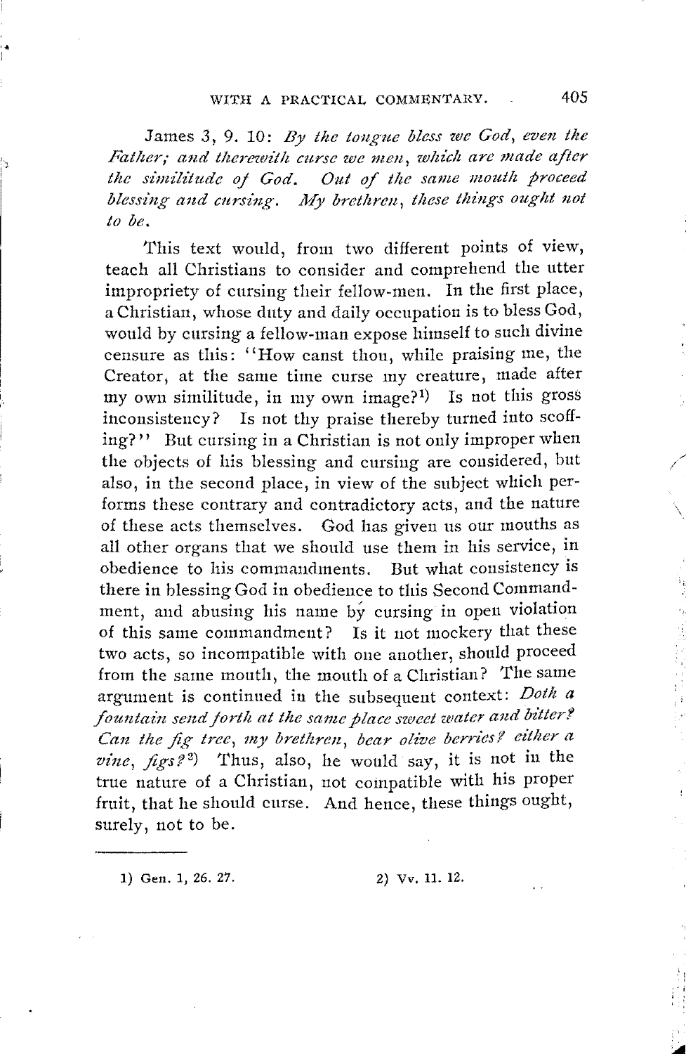James 3, 9. 10: *By the tongue bless we God, even the Father; and therewith curse we men, which are made after the similitude of God. Out of the same mouth proceed blessing and cursing. My brethren, these things ought not to be.*

This text would, from two different points of view, teach all Christians to consider and comprehend the utter impropriety of cursing their fellow-men. In the first place, a Christian, whose duty and daily occupation is to bless God, would by cursing a fellow-man expose himself to such divine censure as this: "How canst thou, while praising me, the Creator, at the same time curse my creature, made after my own similitude, in my own image?[1] Is not this gross inconsistency? Is not thy praise thereby turned into scoffing?" But cursing in a Christian is not only improper when the objects of his blessing and cursing are considered, but also, in the second place, in view of the subject which performs these contrary and contradictory acts, and the nature of these acts themselves. God has given us our mouths as all other organs that we should use them in his service, in obedience to his commandments. But what consistency is there in blessing God in obedience to this Second Commandment, and abusing his name by cursing in open violation of this same commandment? Is it not mockery that these two acts, so incompatible with one another, should proceed from the same mouth, the mouth of a Christian? The same argument is continued in the subsequent context: *Doth a fountain send forth at the same place sweet water and bitter? Can the fig tree, my brethren, bear olive berries? either a vine, figs?*[2] Thus, also, he would say, it is not in the true nature of a Christian, not compatible with his proper fruit, that he should curse. And hence, these things ought, surely, not to be.

---

1) Gen. 1, 26. 27.

2) Vv. 11. 12.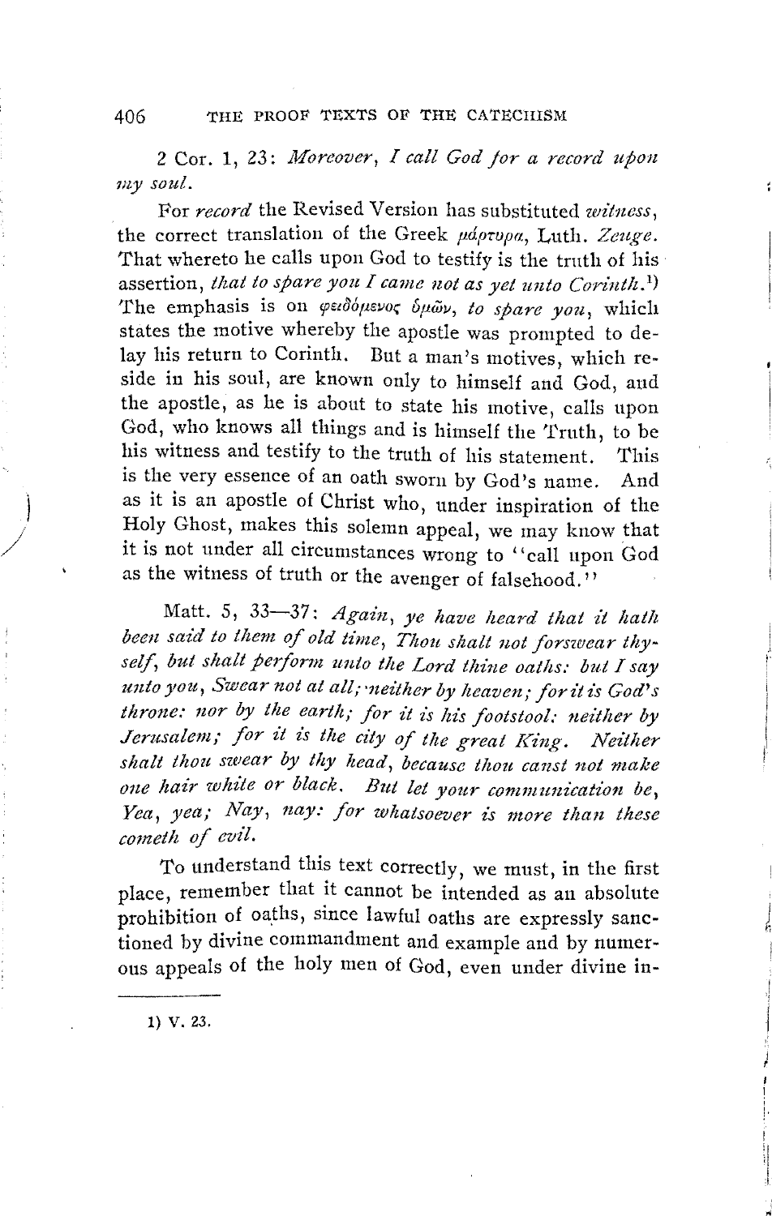2 Cor. 1, 23: *Moreover, I call God for a record upon my soul.*

For *record* the Revised Version has substituted *witness*, the correct translation of the Greek μάρτυρα, Luth. *Zeuge*. That whereto he calls upon God to testify is the truth of his assertion, *that to spare you I came not as yet unto Corinth.*[1] The emphasis is on φειδόμενος ὑμῶν, *to spare you*, which states the motive whereby the apostle was prompted to delay his return to Corinth. But a man's motives, which reside in his soul, are known only to himself and God, and the apostle, as he is about to state his motive, calls upon God, who knows all things and is himself the Truth, to be his witness and testify to the truth of his statement. This is the very essence of an oath sworn by God's name. And as it is an apostle of Christ who, under inspiration of the Holy Ghost, makes this solemn appeal, we may know that it is not under all circumstances wrong to "call upon God as the witness of truth or the avenger of falsehood."

Matt. 5, 33—37: *Again, ye have heard that it hath been said to them of old time, Thou shalt not forswear thyself, but shalt perform unto the Lord thine oaths: but I say unto you, Swear not at all; neither by heaven; for it is God's throne: nor by the earth; for it is his footstool: neither by Jerusalem; for it is the city of the great King. Neither shalt thou swear by thy head, because thou canst not make one hair white or black. But let your communication be, Yea, yea; Nay, nay: for whatsoever is more than these cometh of evil.*

To understand this text correctly, we must, in the first place, remember that it cannot be intended as an absolute prohibition of oaths, since lawful oaths are expressly sanctioned by divine commandment and example and by numerous appeals of the holy men of God, even under divine in-

---

1) V. 23.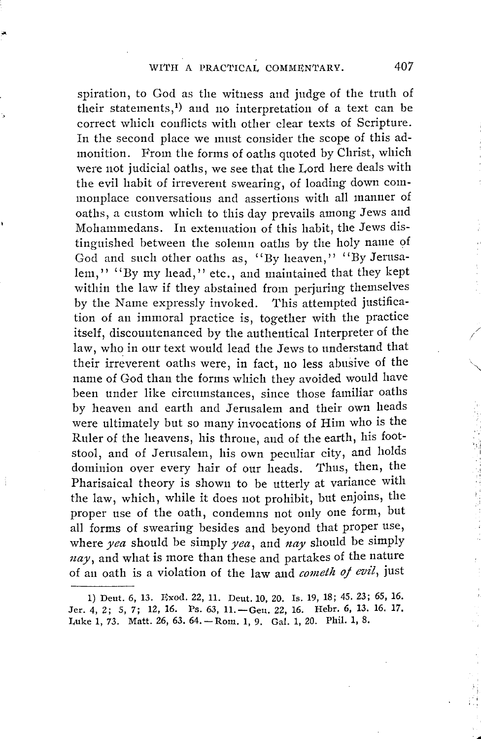spiration, to God as the witness and judge of the truth of their statements,[1] and no interpretation of a text can be correct which conflicts with other clear texts of Scripture. In the second place we must consider the scope of this admonition. From the forms of oaths quoted by Christ, which were not judicial oaths, we see that the Lord here deals with the evil habit of irreverent swearing, of loading down commonplace conversations and assertions with all manner of oaths, a custom which to this day prevails among Jews and Mohammedans. In extenuation of this habit, the Jews distinguished between the solemn oaths by the holy name of God and such other oaths as, "By heaven," "By Jerusalem," "By my head," etc., and maintained that they kept within the law if they abstained from perjuring themselves by the Name expressly invoked. This attempted justification of an immoral practice is, together with the practice itself, discountenanced by the authentical Interpreter of the law, who in our text would lead the Jews to understand that their irreverent oaths were, in fact, no less abusive of the name of God than the forms which they avoided would have been under like circumstances, since those familiar oaths by heaven and earth and Jerusalem and their own heads were ultimately but so many invocations of Him who is the Ruler of the heavens, his throne, and of the earth, his footstool, and of Jerusalem, his own peculiar city, and holds dominion over every hair of our heads. Thus, then, the Pharisaical theory is shown to be utterly at variance with the law, which, while it does not prohibit, but enjoins, the proper use of the oath, condemns not only one form, but all forms of swearing besides and beyond that proper use, where *yea* should be simply *yea*, and *nay* should be simply *nay*, and what is more than these and partakes of the nature of an oath is a violation of the law and *cometh of evil*, just

---

1) Deut. 6, 13. Exod. 22, 11. Deut. 10, 20. Is. 19, 18; 45. 23; 65, 16. Jer. 4, 2; 5, 7; 12, 16. Ps. 63, 11.—Gen. 22, 16. Hebr. 6, 13. 16. 17. Luke 1, 73. Matt. 26, 63. 64.—Rom. 1, 9. Gal. 1, 20. Phil. 1, 8.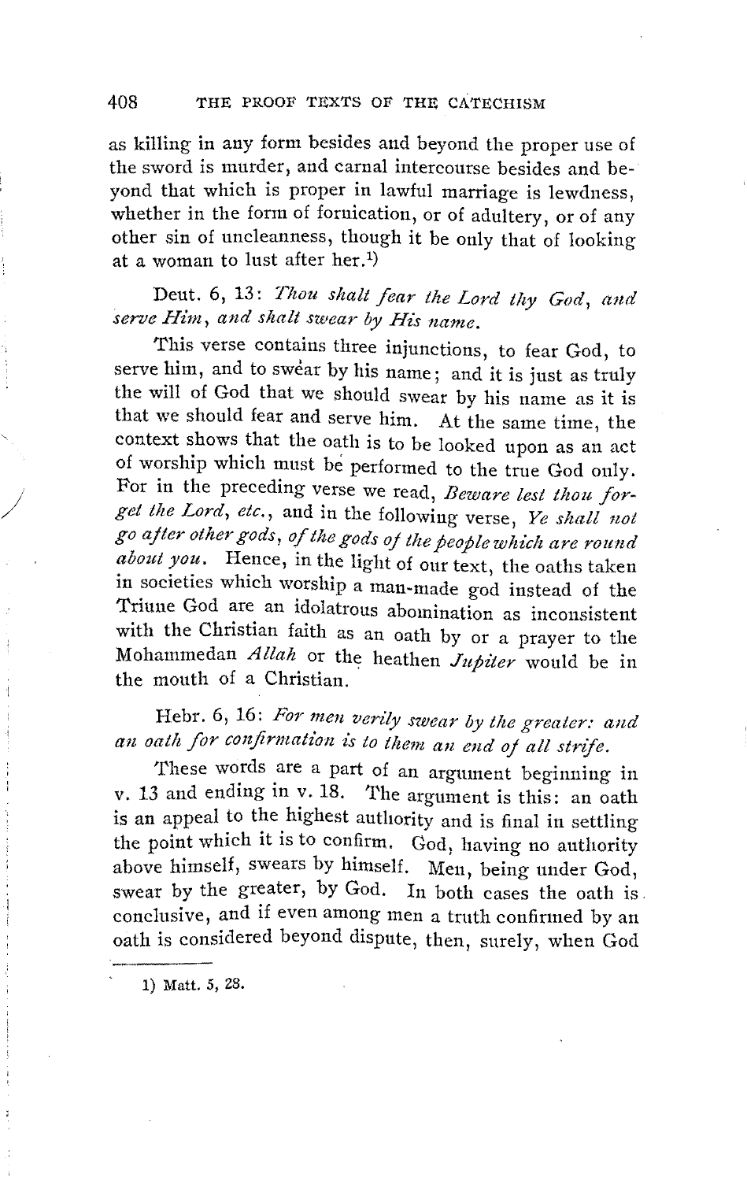as killing in any form besides and beyond the proper use of the sword is murder, and carnal intercourse besides and beyond that which is proper in lawful marriage is lewdness, whether in the form of fornication, or of adultery, or of any other sin of uncleanness, though it be only that of looking at a woman to lust after her.[1]

Deut. 6, 13: *Thou shalt fear the Lord thy God, and serve Him, and shalt swear by His name.*

This verse contains three injunctions, to fear God, to serve him, and to swear by his name; and it is just as truly the will of God that we should swear by his name as it is that we should fear and serve him. At the same time, the context shows that the oath is to be looked upon as an act of worship which must be performed to the true God only. For in the preceding verse we read, *Beware lest thou forget the Lord, etc.*, and in the following verse, *Ye shall not go after other gods, of the gods of the people which are round about you.* Hence, in the light of our text, the oaths taken in societies which worship a man-made god instead of the Triune God are an idolatrous abomination as inconsistent with the Christian faith as an oath by or a prayer to the Mohammedan *Allah* or the heathen *Jupiter* would be in the mouth of a Christian.

Hebr. 6, 16: *For men verily swear by the greater: and an oath for confirmation is to them an end of all strife.*

These words are a part of an argument beginning in v. 13 and ending in v. 18. The argument is this: an oath is an appeal to the highest authority and is final in settling the point which it is to confirm. God, having no authority above himself, swears by himself. Men, being under God, swear by the greater, by God. In both cases the oath is conclusive, and if even among men a truth confirmed by an oath is considered beyond dispute, then, surely, when God

1) Matt. 5, 28.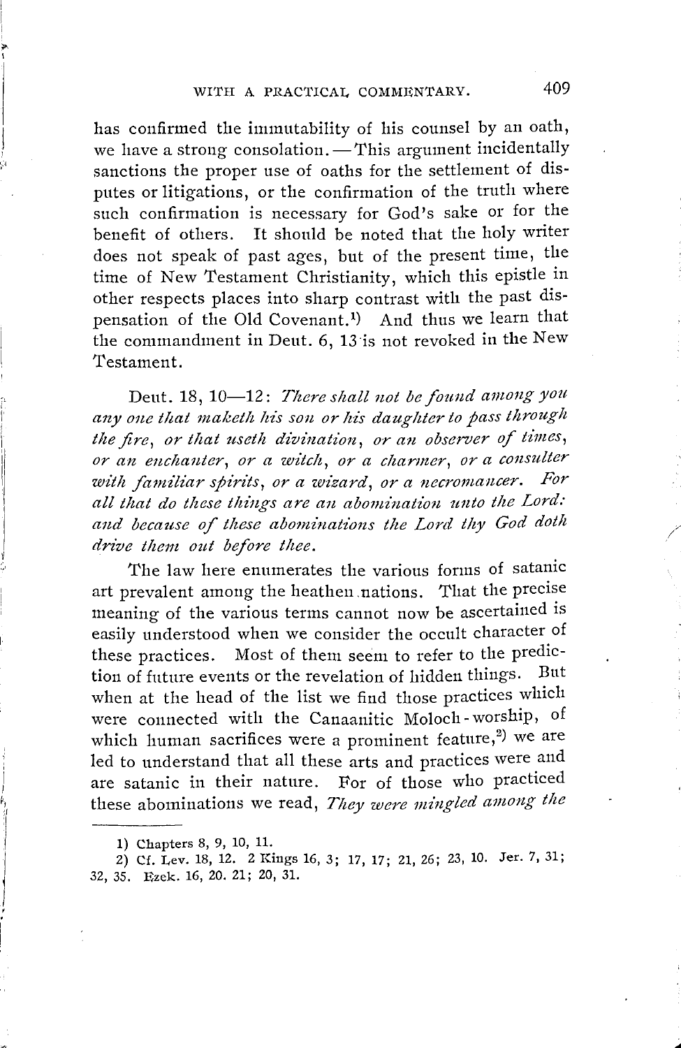has confirmed the immutability of his counsel by an oath, we have a strong consolation. — This argument incidentally sanctions the proper use of oaths for the settlement of disputes or litigations, or the confirmation of the truth where such confirmation is necessary for God's sake or for the benefit of others. It should be noted that the holy writer does not speak of past ages, but of the present time, the time of New Testament Christianity, which this epistle in other respects places into sharp contrast with the past dispensation of the Old Covenant.[1] And thus we learn that the commandment in Deut. 6, 13 is not revoked in the New Testament.

Deut. 18, 10—12: *There shall not be found among you any one that maketh his son or his daughter to pass through the fire, or that useth divination, or an observer of times, or an enchanter, or a witch, or a charmer, or a consulter with familiar spirits, or a wizard, or a necromancer. For all that do these things are an abomination unto the Lord: and because of these abominations the Lord thy God doth drive them out before thee.*

The law here enumerates the various forms of satanic art prevalent among the heathen nations. That the precise meaning of the various terms cannot now be ascertained is easily understood when we consider the occult character of these practices. Most of them seem to refer to the prediction of future events or the revelation of hidden things. But when at the head of the list we find those practices which were connected with the Canaanitic Moloch-worship, of which human sacrifices were a prominent feature,[2] we are led to understand that all these arts and practices were and are satanic in their nature. For of those who practiced these abominations we read, *They were mingled among the*

---

1) Chapters 8, 9, 10, 11.

2) Cf. Lev. 18, 12. 2 Kings 16, 3; 17, 17; 21, 26; 23, 10. Jer. 7, 31; 32, 35. Ezek. 16, 20. 21; 20, 31.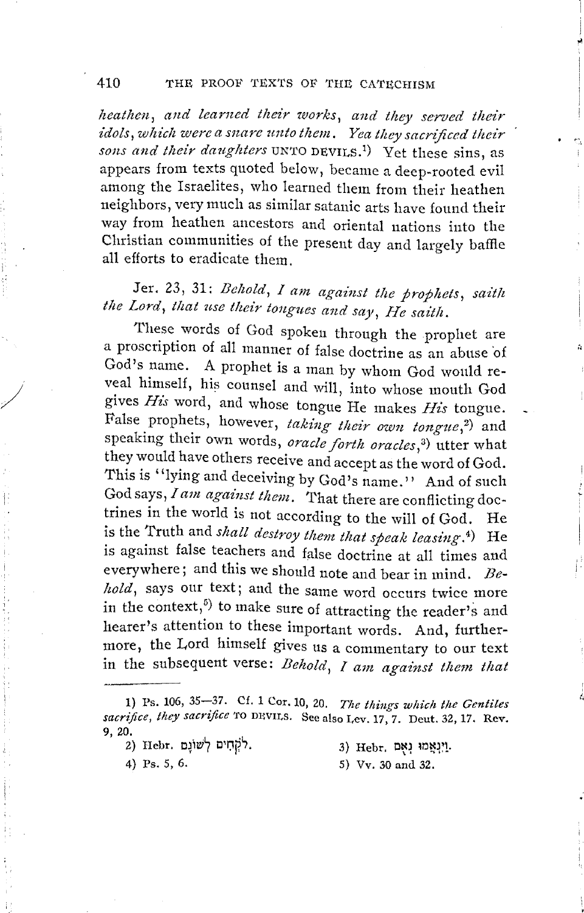*heathen, and learned their works, and they served their idols, which were a snare unto them. Yea they sacrificed their sons and their daughters* UNTO DEVILS.[1]) Yet these sins, as appears from texts quoted below, became a deep-rooted evil among the Israelites, who learned them from their heathen neighbors, very much as similar satanic arts have found their way from heathen ancestors and oriental nations into the Christian communities of the present day and largely baffle all efforts to eradicate them.

Jer. 23, 31: *Behold, I am against the prophets, saith the Lord, that use their tongues and say, He saith.*

These words of God spoken through the prophet are a proscription of all manner of false doctrine as an abuse of God's name. A prophet is a man by whom God would reveal himself, his counsel and will, into whose mouth God gives *His* word, and whose tongue He makes *His* tongue. False prophets, however, *taking their own tongue*,[2]) and speaking their own words, *oracle forth oracles*,[3]) utter what they would have others receive and accept as the word of God. This is "lying and deceiving by God's name." And of such God says, *I am against them.* That there are conflicting doctrines in the world is not according to the will of God. He is the Truth and *shall destroy them that speak leasing*.[4]) He is against false teachers and false doctrine at all times and everywhere; and this we should note and bear in mind. *Behold*, says our text; and the same word occurs twice more in the context,[5]) to make sure of attracting the reader's and hearer's attention to these important words. And, furthermore, the Lord himself gives us a commentary to our text in the subsequent verse: *Behold, I am against them that*

---

1) Ps. 106, 35—37. Cf. 1 Cor. 10, 20. *The things which the Gentiles sacrifice, they sacrifice* TO DEVILS. See also Lev. 17, 7. Deut. 32, 17. Rev. 9, 20.

2) Hebr. לֹקְחִים לְשׁוֹנָם.

3) Hebr. וַיִּנְאֲמוּ נְאֻם.

4) Ps. 5, 6.

5) Vv. 30 and 32.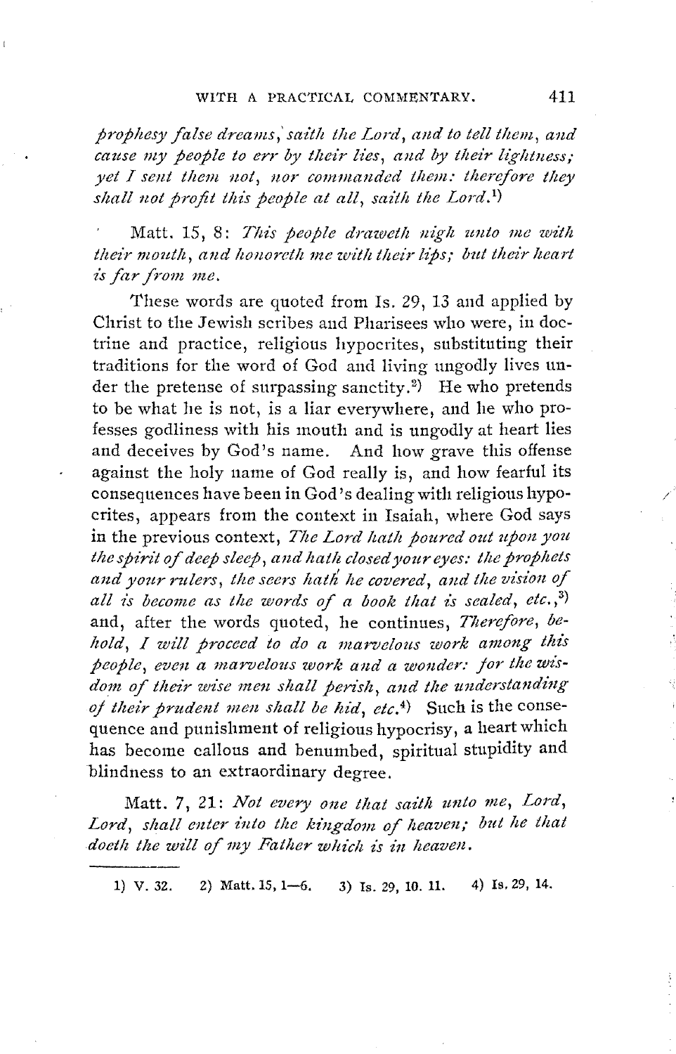*prophesy false dreams, saith the Lord, and to tell them, and cause my people to err by their lies, and by their lightness; yet I sent them not, nor commanded them: therefore they shall not profit this people at all, saith the Lord.*[1])

Matt. 15, 8: *This people draweth nigh unto me with their mouth, and honoreth me with their lips; but their heart is far from me.*

These words are quoted from Is. 29, 13 and applied by Christ to the Jewish scribes and Pharisees who were, in doctrine and practice, religious hypocrites, substituting their traditions for the word of God and living ungodly lives under the pretense of surpassing sanctity.[2]) He who pretends to be what he is not, is a liar everywhere, and he who professes godliness with his mouth and is ungodly at heart lies and deceives by God's name. And how grave this offense against the holy name of God really is, and how fearful its consequences have been in God's dealing with religious hypocrites, appears from the context in Isaiah, where God says in the previous context, *The Lord hath poured out upon you the spirit of deep sleep, and hath closed your eyes: the prophets and your rulers, the seers hath he covered, and the vision of all is become as the words of a book that is sealed, etc.,*[3]) and, after the words quoted, he continues, *Therefore, behold, I will proceed to do a marvelous work among this people, even a marvelous work and a wonder: for the wisdom of their wise men shall perish, and the understanding of their prudent men shall be hid, etc.*[4]) Such is the consequence and punishment of religious hypocrisy, a heart which has become callous and benumbed, spiritual stupidity and blindness to an extraordinary degree.

Matt. 7, 21: *Not every one that saith unto me, Lord, Lord, shall enter into the kingdom of heaven; but he that doeth the will of my Father which is in heaven.*

---

1) V. 32. 2) Matt. 15, 1—6. 3) Is. 29, 10. 11. 4) Is. 29, 14.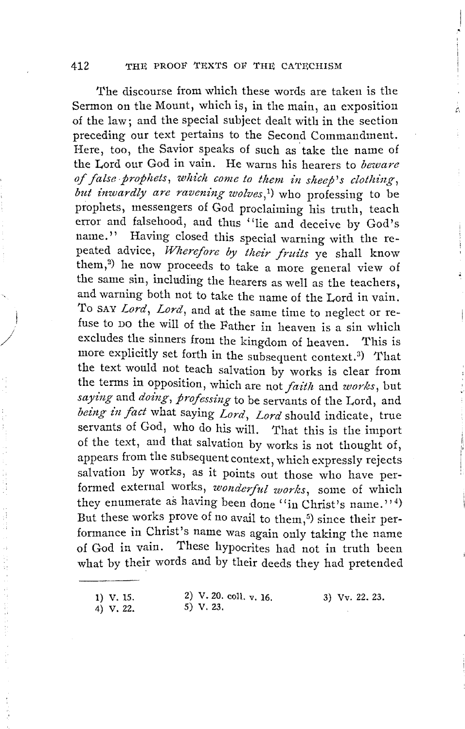The discourse from which these words are taken is the Sermon on the Mount, which is, in the main, an exposition of the law; and the special subject dealt with in the section preceding our text pertains to the Second Commandment. Here, too, the Savior speaks of such as take the name of the Lord our God in vain. He warns his hearers to *beware of false prophets, which come to them in sheep's clothing, but inwardly are ravening wolves*,[1] who professing to be prophets, messengers of God proclaiming his truth, teach error and falsehood, and thus "lie and deceive by God's name." Having closed this special warning with the repeated advice, *Wherefore by their fruits* ye shall know them,[2] he now proceeds to take a more general view of the same sin, including the hearers as well as the teachers, and warning both not to take the name of the Lord in vain. To SAY *Lord*, *Lord*, and at the same time to neglect or refuse to DO the will of the Father in heaven is a sin which excludes the sinners from the kingdom of heaven. This is more explicitly set forth in the subsequent context.[3] That the text would not teach salvation by works is clear from the terms in opposition, which are not *faith* and *works*, but *saying* and *doing*, *professing* to be servants of the Lord, and *being in fact* what saying *Lord*, *Lord* should indicate, true servants of God, who do his will. That this is the import of the text, and that salvation by works is not thought of, appears from the subsequent context, which expressly rejects salvation by works, as it points out those who have performed external works, *wonderful works*, some of which they enumerate as having been done "in Christ's name."[4] But these works prove of no avail to them,[5] since their performance in Christ's name was again only taking the name of God in vain. These hypocrites had not in truth been what by their words and by their deeds they had pretended

---

1) V. 15.
2) V. 20. coll. v. 16.
3) Vv. 22. 23.
4) V. 22.
5) V. 23.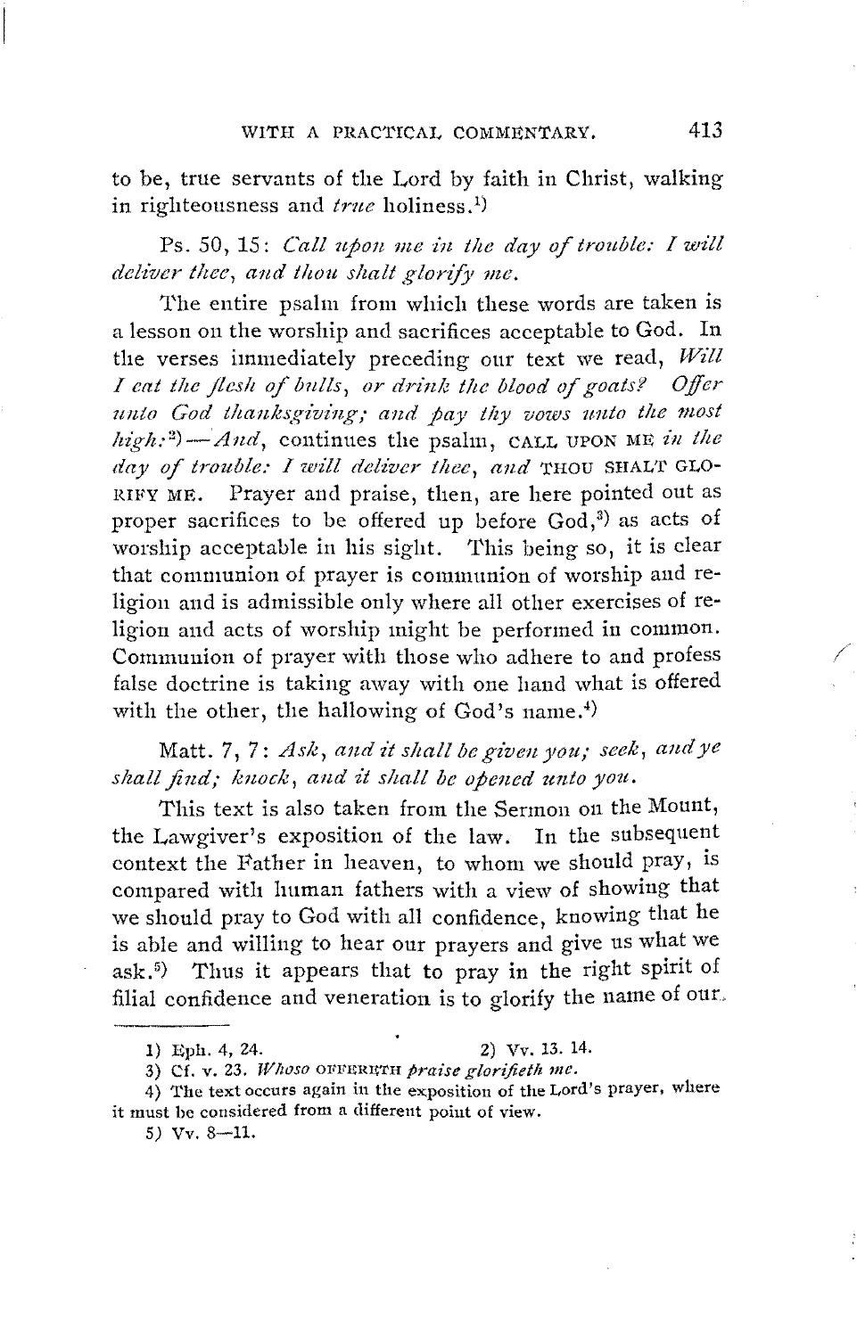to be, true servants of the Lord by faith in Christ, walking in righteousness and *true* holiness.[1]

Ps. 50, 15: *Call upon me in the day of trouble: I will deliver thee, and thou shalt glorify me.*

The entire psalm from which these words are taken is a lesson on the worship and sacrifices acceptable to God. In the verses immediately preceding our text we read, *Will I eat the flesh of bulls, or drink the blood of goats? Offer unto God thanksgiving; and pay thy vows unto the most high:*[2]—*And*, continues the psalm, CALL UPON ME *in the day of trouble: I will deliver thee, and* THOU SHALT GLORIFY ME. Prayer and praise, then, are here pointed out as proper sacrifices to be offered up before God,[3] as acts of worship acceptable in his sight. This being so, it is clear that communion of prayer is communion of worship and religion and is admissible only where all other exercises of religion and acts of worship might be performed in common. Communion of prayer with those who adhere to and profess false doctrine is taking away with one hand what is offered with the other, the hallowing of God's name.[4]

Matt. 7, 7: *Ask, and it shall be given you; seek, and ye shall find; knock, and it shall be opened unto you.*

This text is also taken from the Sermon on the Mount, the Lawgiver's exposition of the law. In the subsequent context the Father in heaven, to whom we should pray, is compared with human fathers with a view of showing that we should pray to God with all confidence, knowing that he is able and willing to hear our prayers and give us what we ask.[5] Thus it appears that to pray in the right spirit of filial confidence and veneration is to glorify the name of our

---

1) Eph. 4, 24.

2) Vv. 13. 14.

3) Cf. v. 23. *Whoso* OFFERETH *praise glorifieth me.*

4) The text occurs again in the exposition of the Lord's prayer, where it must be considered from a different point of view.

5) Vv. 8—11.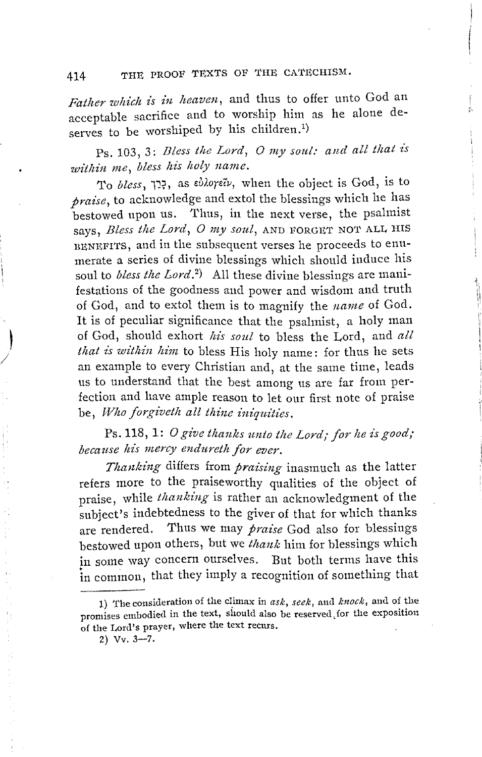*Father which is in heaven*, and thus to offer unto God an acceptable sacrifice and to worship him as he alone deserves to be worshiped by his children.[1]

Ps. 103, 3: *Bless the Lord, O my soul: and all that is within me, bless his holy name.*

To *bless*, בָּרַךְ, as εὐλογεῖν, when the object is God, is to *praise*, to acknowledge and extol the blessings which he has bestowed upon us. Thus, in the next verse, the psalmist says, *Bless the Lord, O my soul*, AND FORGET NOT ALL HIS BENEFITS, and in the subsequent verses he proceeds to enumerate a series of divine blessings which should induce his soul to *bless the Lord*.[2] All these divine blessings are manifestations of the goodness and power and wisdom and truth of God, and to extol them is to magnify the *name* of God. It is of peculiar significance that the psalmist, a holy man of God, should exhort *his soul* to bless the Lord, and *all that is within him* to bless His holy name: for thus he sets an example to every Christian and, at the same time, leads us to understand that the best among us are far from perfection and have ample reason to let our first note of praise be, *Who forgiveth all thine iniquities.*

Ps. 118, 1: *O give thanks unto the Lord; for he is good; because his mercy endureth for ever.*

*Thanking* differs from *praising* inasmuch as the latter refers more to the praiseworthy qualities of the object of praise, while *thanking* is rather an acknowledgment of the subject's indebtedness to the giver of that for which thanks are rendered. Thus we may *praise* God also for blessings bestowed upon others, but we *thank* him for blessings which in some way concern ourselves. But both terms have this in common, that they imply a recognition of something that

---

1) The consideration of the climax in *ask*, *seek*, and *knock*, and of the promises embodied in the text, should also be reserved for the exposition of the Lord's prayer, where the text recurs.

2) Vv. 3—7.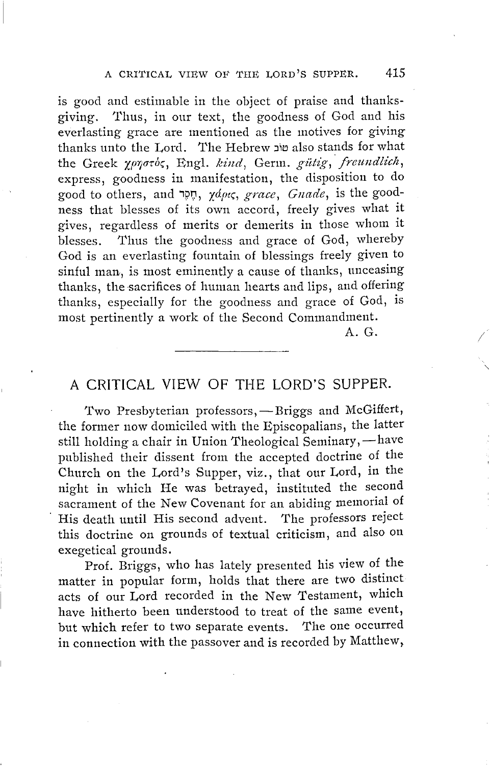is good and estimable in the object of praise and thanksgiving. Thus, in our text, the goodness of God and his everlasting grace are mentioned as the motives for giving thanks unto the Lord. The Hebrew טוֹב also stands for what the Greek χρηστός, Engl. *kind*, Germ. *gütig*, *freundlich*, express, goodness in manifestation, the disposition to do good to others, and חֶסֶד, χάρις, *grace*, *Gnade*, is the goodness that blesses of its own accord, freely gives what it gives, regardless of merits or demerits in those whom it blesses. Thus the goodness and grace of God, whereby God is an everlasting fountain of blessings freely given to sinful man, is most eminently a cause of thanks, unceasing thanks, the sacrifices of human hearts and lips, and offering thanks, especially for the goodness and grace of God, is most pertinently a work of the Second Commandment.

A. G.

---

## A CRITICAL VIEW OF THE LORD'S SUPPER.

Two Presbyterian professors,—Briggs and McGiffert, the former now domiciled with the Episcopalians, the latter still holding a chair in Union Theological Seminary,—have published their dissent from the accepted doctrine of the Church on the Lord's Supper, viz., that our Lord, in the night in which He was betrayed, instituted the second sacrament of the New Covenant for an abiding memorial of His death until His second advent. The professors reject this doctrine on grounds of textual criticism, and also on exegetical grounds.

Prof. Briggs, who has lately presented his view of the matter in popular form, holds that there are two distinct acts of our Lord recorded in the New Testament, which have hitherto been understood to treat of the same event, but which refer to two separate events. The one occurred in connection with the passover and is recorded by Matthew,